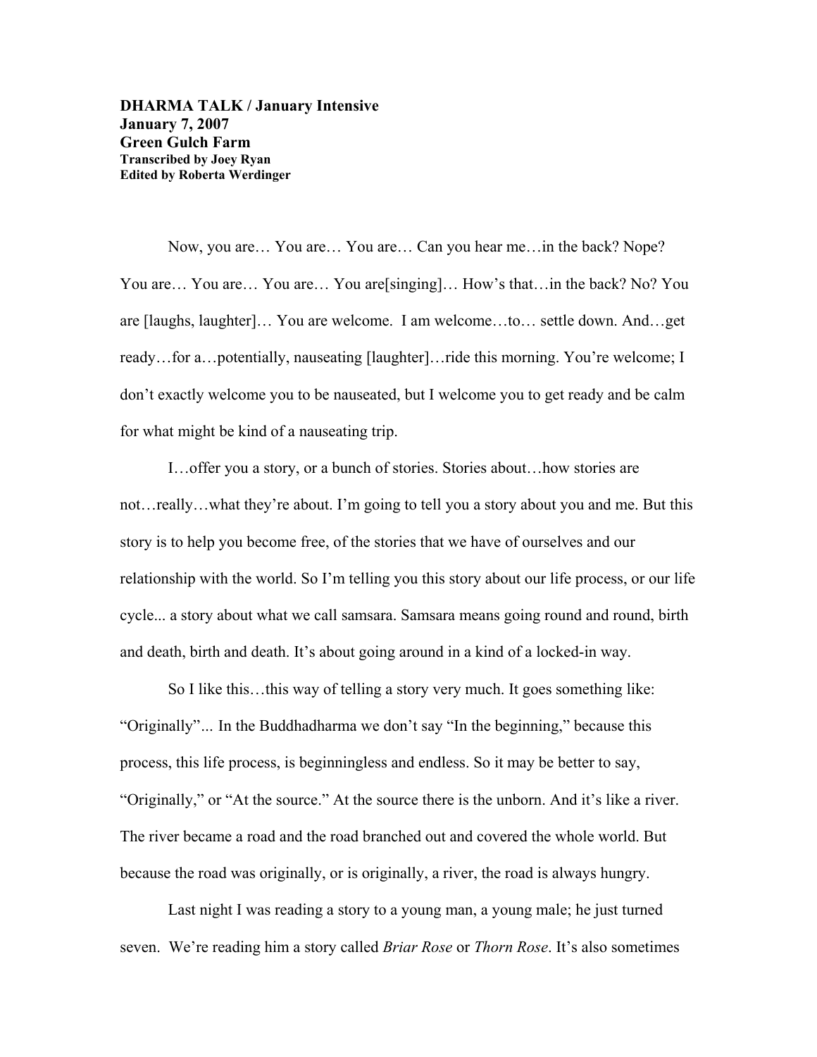**DHARMA TALK / January Intensive**
**January 7, 2007**
**Green Gulch Farm**
**Transcribed by Joey Ryan**
**Edited by Roberta Werdinger**

Now, you are… You are… You are… Can you hear me…in the back? Nope? You are… You are… You are… You are[singing]… How's that…in the back? No? You are [laughs, laughter]… You are welcome. I am welcome…to… settle down. And…get ready…for a…potentially, nauseating [laughter]…ride this morning. You're welcome; I don't exactly welcome you to be nauseated, but I welcome you to get ready and be calm for what might be kind of a nauseating trip.

I…offer you a story, or a bunch of stories. Stories about…how stories are not…really…what they're about. I'm going to tell you a story about you and me. But this story is to help you become free, of the stories that we have of ourselves and our relationship with the world. So I'm telling you this story about our life process, or our life cycle... a story about what we call samsara. Samsara means going round and round, birth and death, birth and death. It's about going around in a kind of a locked-in way.

So I like this…this way of telling a story very much. It goes something like: "Originally"... In the Buddhadharma we don't say "In the beginning," because this process, this life process, is beginningless and endless. So it may be better to say, "Originally," or "At the source." At the source there is the unborn. And it's like a river. The river became a road and the road branched out and covered the whole world. But because the road was originally, or is originally, a river, the road is always hungry.

Last night I was reading a story to a young man, a young male; he just turned seven. We're reading him a story called *Briar Rose* or *Thorn Rose*. It's also sometimes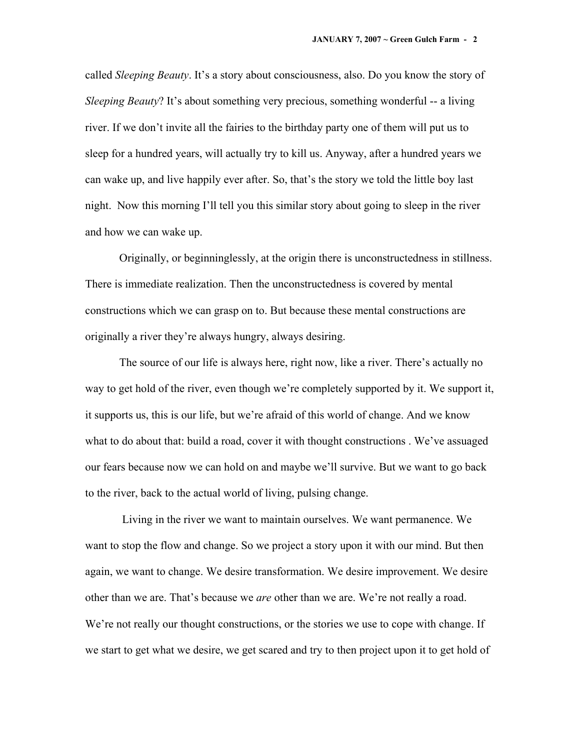called *Sleeping Beauty*. It's a story about consciousness, also. Do you know the story of *Sleeping Beauty*? It's about something very precious, something wonderful -- a living river. If we don't invite all the fairies to the birthday party one of them will put us to sleep for a hundred years, will actually try to kill us. Anyway, after a hundred years we can wake up, and live happily ever after. So, that's the story we told the little boy last night. Now this morning I'll tell you this similar story about going to sleep in the river and how we can wake up.

Originally, or beginninglessly, at the origin there is unconstructedness in stillness. There is immediate realization. Then the unconstructedness is covered by mental constructions which we can grasp on to. But because these mental constructions are originally a river they're always hungry, always desiring.

The source of our life is always here, right now, like a river. There's actually no way to get hold of the river, even though we're completely supported by it. We support it, it supports us, this is our life, but we're afraid of this world of change. And we know what to do about that: build a road, cover it with thought constructions . We've assuaged our fears because now we can hold on and maybe we'll survive. But we want to go back to the river, back to the actual world of living, pulsing change.

Living in the river we want to maintain ourselves. We want permanence. We want to stop the flow and change. So we project a story upon it with our mind. But then again, we want to change. We desire transformation. We desire improvement. We desire other than we are. That's because we *are* other than we are. We're not really a road. We're not really our thought constructions, or the stories we use to cope with change. If we start to get what we desire, we get scared and try to then project upon it to get hold of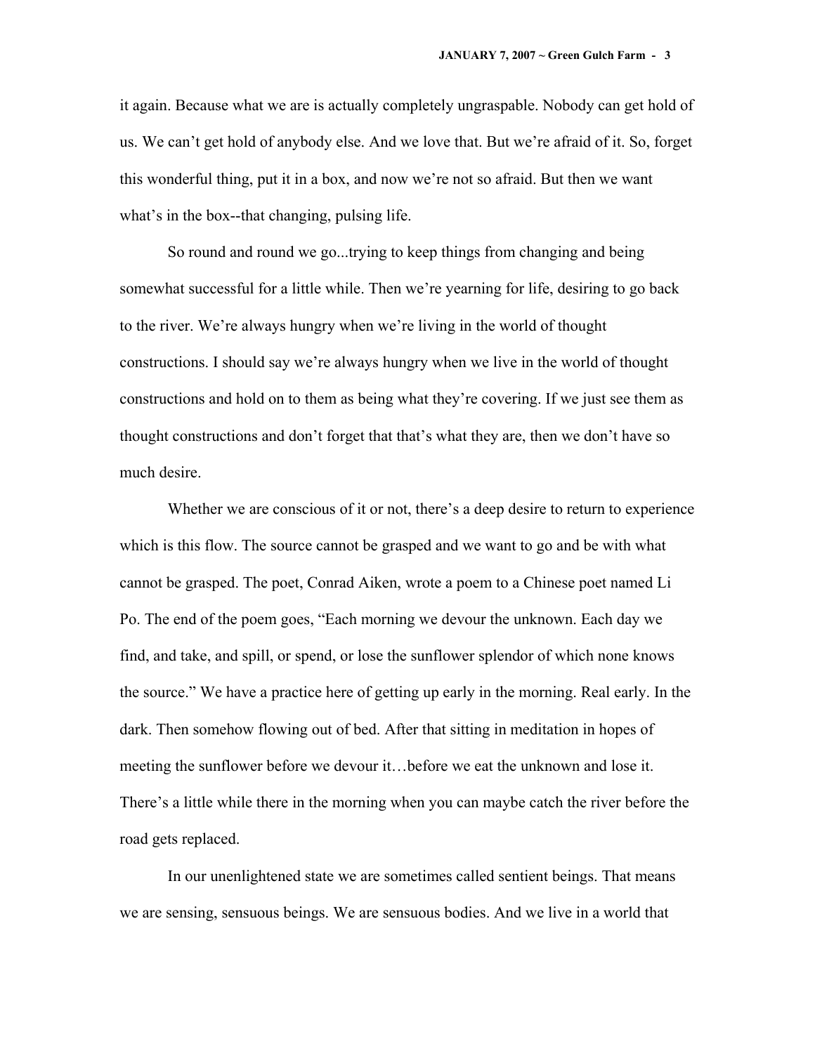it again. Because what we are is actually completely ungraspable. Nobody can get hold of us. We can't get hold of anybody else. And we love that. But we're afraid of it. So, forget this wonderful thing, put it in a box, and now we're not so afraid. But then we want what's in the box--that changing, pulsing life.

So round and round we go...trying to keep things from changing and being somewhat successful for a little while. Then we're yearning for life, desiring to go back to the river. We're always hungry when we're living in the world of thought constructions. I should say we're always hungry when we live in the world of thought constructions and hold on to them as being what they're covering. If we just see them as thought constructions and don't forget that that's what they are, then we don't have so much desire.

Whether we are conscious of it or not, there's a deep desire to return to experience which is this flow. The source cannot be grasped and we want to go and be with what cannot be grasped. The poet, Conrad Aiken, wrote a poem to a Chinese poet named Li Po. The end of the poem goes, "Each morning we devour the unknown. Each day we find, and take, and spill, or spend, or lose the sunflower splendor of which none knows the source." We have a practice here of getting up early in the morning. Real early. In the dark. Then somehow flowing out of bed. After that sitting in meditation in hopes of meeting the sunflower before we devour it…before we eat the unknown and lose it. There's a little while there in the morning when you can maybe catch the river before the road gets replaced.

In our unenlightened state we are sometimes called sentient beings. That means we are sensing, sensuous beings. We are sensuous bodies. And we live in a world that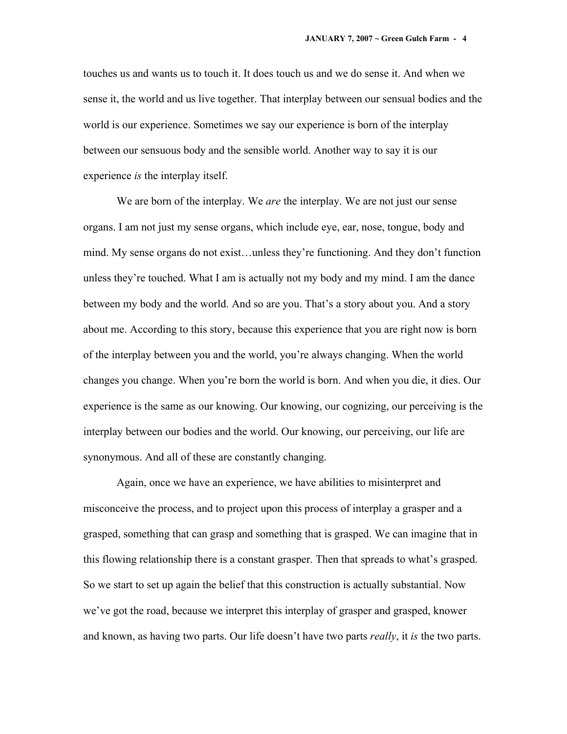touches us and wants us to touch it. It does touch us and we do sense it. And when we sense it, the world and us live together. That interplay between our sensual bodies and the world is our experience. Sometimes we say our experience is born of the interplay between our sensuous body and the sensible world. Another way to say it is our experience *is* the interplay itself.

We are born of the interplay. We *are* the interplay. We are not just our sense organs. I am not just my sense organs, which include eye, ear, nose, tongue, body and mind. My sense organs do not exist…unless they're functioning. And they don't function unless they're touched. What I am is actually not my body and my mind. I am the dance between my body and the world. And so are you. That's a story about you. And a story about me. According to this story, because this experience that you are right now is born of the interplay between you and the world, you're always changing. When the world changes you change. When you're born the world is born. And when you die, it dies. Our experience is the same as our knowing. Our knowing, our cognizing, our perceiving is the interplay between our bodies and the world. Our knowing, our perceiving, our life are synonymous. And all of these are constantly changing.

Again, once we have an experience, we have abilities to misinterpret and misconceive the process, and to project upon this process of interplay a grasper and a grasped, something that can grasp and something that is grasped. We can imagine that in this flowing relationship there is a constant grasper. Then that spreads to what's grasped. So we start to set up again the belief that this construction is actually substantial. Now we've got the road, because we interpret this interplay of grasper and grasped, knower and known, as having two parts. Our life doesn't have two parts *really*, it *is* the two parts.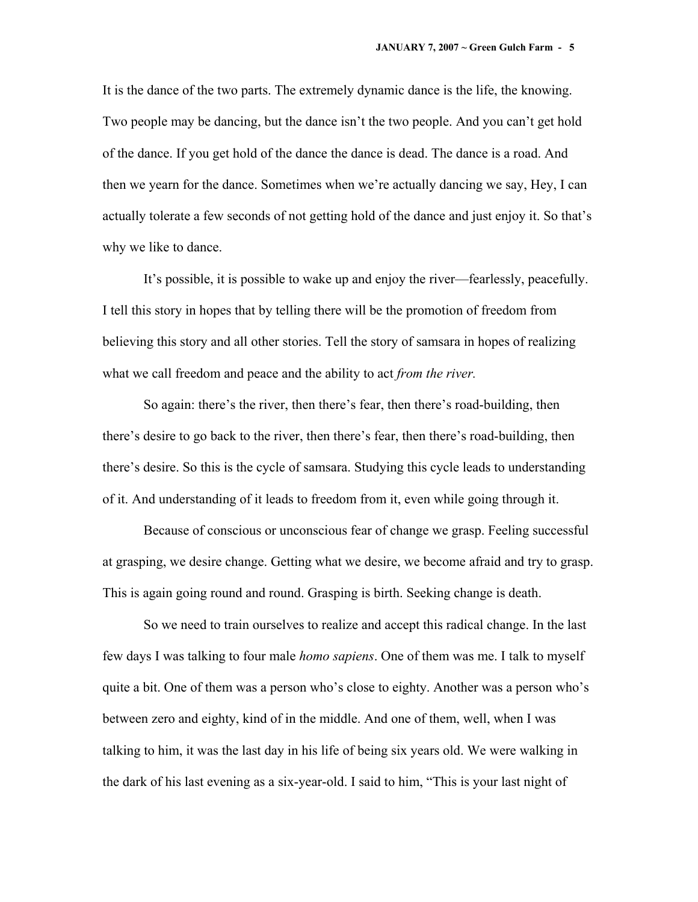It is the dance of the two parts. The extremely dynamic dance is the life, the knowing. Two people may be dancing, but the dance isn't the two people. And you can't get hold of the dance. If you get hold of the dance the dance is dead. The dance is a road. And then we yearn for the dance. Sometimes when we're actually dancing we say, Hey, I can actually tolerate a few seconds of not getting hold of the dance and just enjoy it. So that's why we like to dance.

It's possible, it is possible to wake up and enjoy the river—fearlessly, peacefully. I tell this story in hopes that by telling there will be the promotion of freedom from believing this story and all other stories. Tell the story of samsara in hopes of realizing what we call freedom and peace and the ability to act *from the river.*

So again: there's the river, then there's fear, then there's road-building, then there's desire to go back to the river, then there's fear, then there's road-building, then there's desire. So this is the cycle of samsara. Studying this cycle leads to understanding of it. And understanding of it leads to freedom from it, even while going through it.

Because of conscious or unconscious fear of change we grasp. Feeling successful at grasping, we desire change. Getting what we desire, we become afraid and try to grasp. This is again going round and round. Grasping is birth. Seeking change is death.

So we need to train ourselves to realize and accept this radical change. In the last few days I was talking to four male *homo sapiens*. One of them was me. I talk to myself quite a bit. One of them was a person who's close to eighty. Another was a person who's between zero and eighty, kind of in the middle. And one of them, well, when I was talking to him, it was the last day in his life of being six years old. We were walking in the dark of his last evening as a six-year-old. I said to him, "This is your last night of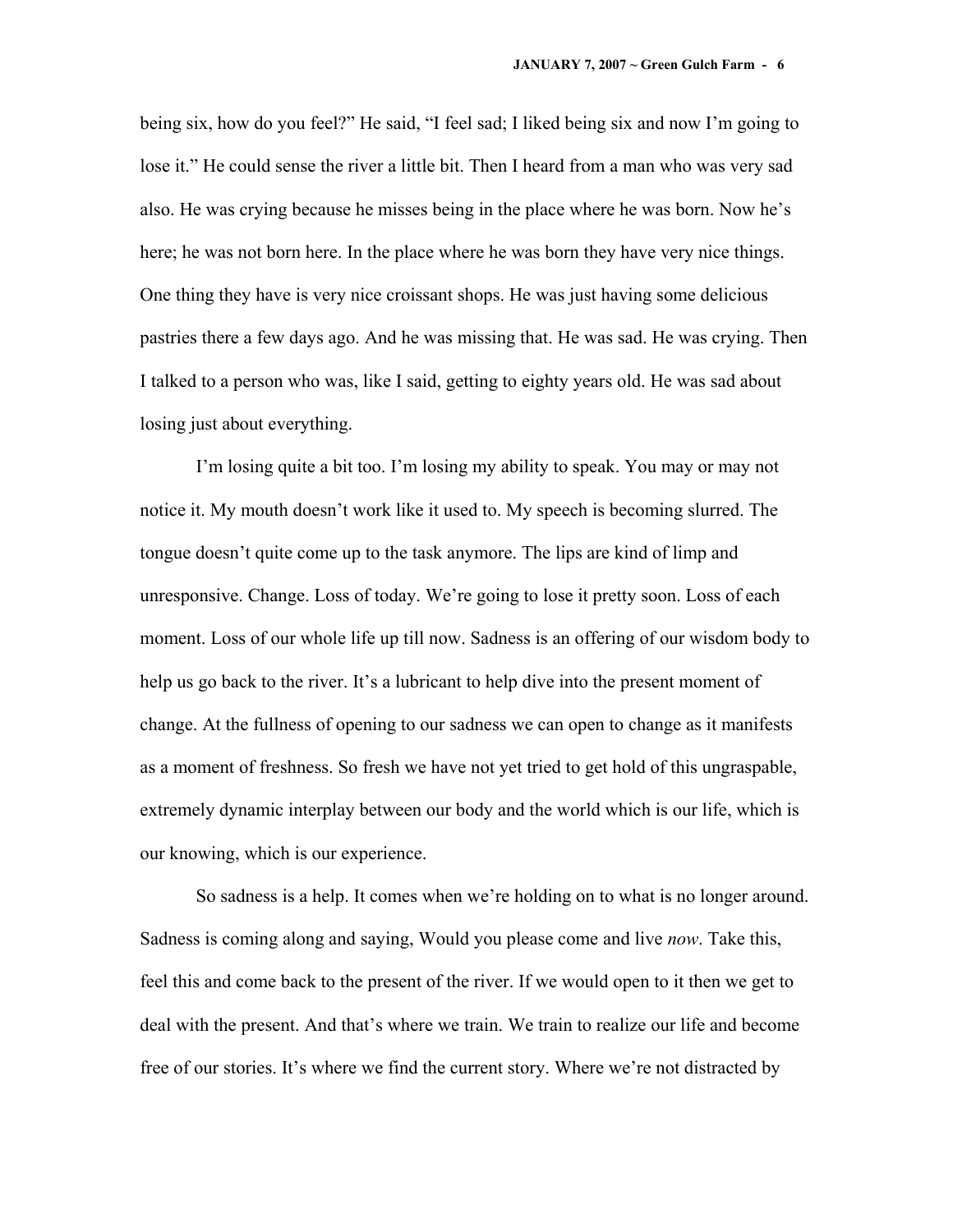being six, how do you feel?" He said, "I feel sad; I liked being six and now I'm going to lose it." He could sense the river a little bit. Then I heard from a man who was very sad also. He was crying because he misses being in the place where he was born. Now he's here; he was not born here. In the place where he was born they have very nice things. One thing they have is very nice croissant shops. He was just having some delicious pastries there a few days ago. And he was missing that. He was sad. He was crying. Then I talked to a person who was, like I said, getting to eighty years old. He was sad about losing just about everything.

I'm losing quite a bit too. I'm losing my ability to speak. You may or may not notice it. My mouth doesn't work like it used to. My speech is becoming slurred. The tongue doesn't quite come up to the task anymore. The lips are kind of limp and unresponsive. Change. Loss of today. We're going to lose it pretty soon. Loss of each moment. Loss of our whole life up till now. Sadness is an offering of our wisdom body to help us go back to the river. It's a lubricant to help dive into the present moment of change. At the fullness of opening to our sadness we can open to change as it manifests as a moment of freshness. So fresh we have not yet tried to get hold of this ungraspable, extremely dynamic interplay between our body and the world which is our life, which is our knowing, which is our experience.

So sadness is a help. It comes when we're holding on to what is no longer around. Sadness is coming along and saying, Would you please come and live *now*. Take this, feel this and come back to the present of the river. If we would open to it then we get to deal with the present. And that's where we train. We train to realize our life and become free of our stories. It's where we find the current story. Where we're not distracted by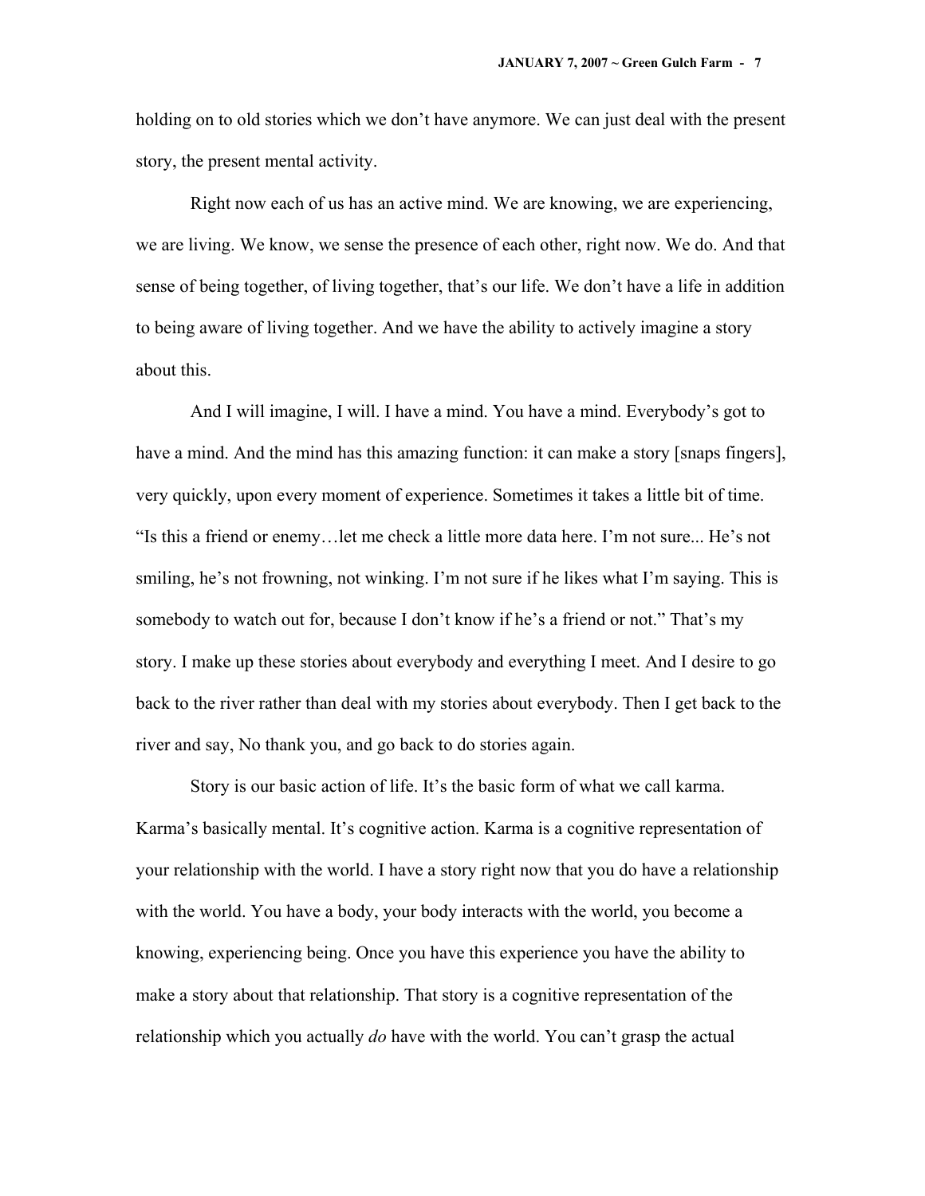holding on to old stories which we don't have anymore. We can just deal with the present story, the present mental activity.

Right now each of us has an active mind. We are knowing, we are experiencing, we are living. We know, we sense the presence of each other, right now. We do. And that sense of being together, of living together, that's our life. We don't have a life in addition to being aware of living together. And we have the ability to actively imagine a story about this.

And I will imagine, I will. I have a mind. You have a mind. Everybody's got to have a mind. And the mind has this amazing function: it can make a story [snaps fingers], very quickly, upon every moment of experience. Sometimes it takes a little bit of time. "Is this a friend or enemy…let me check a little more data here. I'm not sure... He's not smiling, he's not frowning, not winking. I'm not sure if he likes what I'm saying. This is somebody to watch out for, because I don't know if he's a friend or not." That's my story. I make up these stories about everybody and everything I meet. And I desire to go back to the river rather than deal with my stories about everybody. Then I get back to the river and say, No thank you, and go back to do stories again.

Story is our basic action of life. It's the basic form of what we call karma. Karma's basically mental. It's cognitive action. Karma is a cognitive representation of your relationship with the world. I have a story right now that you do have a relationship with the world. You have a body, your body interacts with the world, you become a knowing, experiencing being. Once you have this experience you have the ability to make a story about that relationship. That story is a cognitive representation of the relationship which you actually *do* have with the world. You can't grasp the actual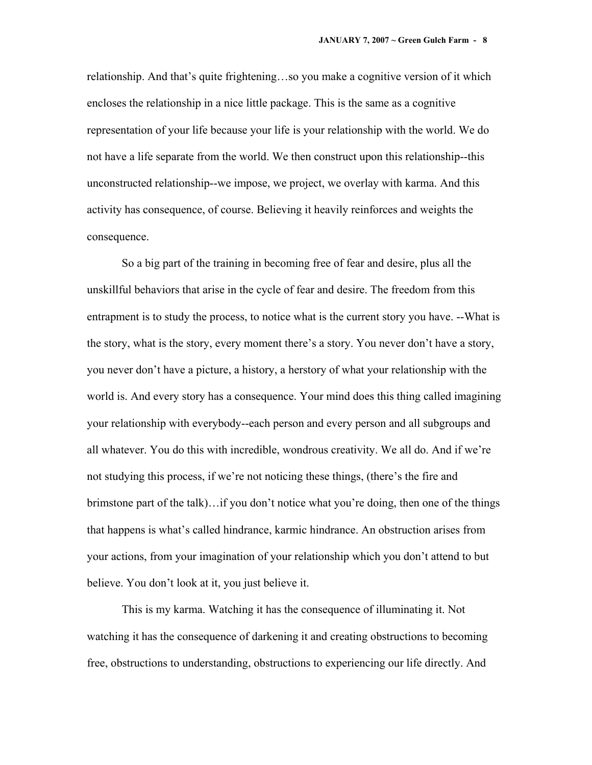relationship. And that's quite frightening…so you make a cognitive version of it which encloses the relationship in a nice little package. This is the same as a cognitive representation of your life because your life is your relationship with the world. We do not have a life separate from the world. We then construct upon this relationship--this unconstructed relationship--we impose, we project, we overlay with karma. And this activity has consequence, of course. Believing it heavily reinforces and weights the consequence.

So a big part of the training in becoming free of fear and desire, plus all the unskillful behaviors that arise in the cycle of fear and desire. The freedom from this entrapment is to study the process, to notice what is the current story you have. --What is the story, what is the story, every moment there's a story. You never don't have a story, you never don't have a picture, a history, a herstory of what your relationship with the world is. And every story has a consequence. Your mind does this thing called imagining your relationship with everybody--each person and every person and all subgroups and all whatever. You do this with incredible, wondrous creativity. We all do. And if we're not studying this process, if we're not noticing these things, (there's the fire and brimstone part of the talk)…if you don't notice what you're doing, then one of the things that happens is what's called hindrance, karmic hindrance. An obstruction arises from your actions, from your imagination of your relationship which you don't attend to but believe. You don't look at it, you just believe it.

This is my karma. Watching it has the consequence of illuminating it. Not watching it has the consequence of darkening it and creating obstructions to becoming free, obstructions to understanding, obstructions to experiencing our life directly. And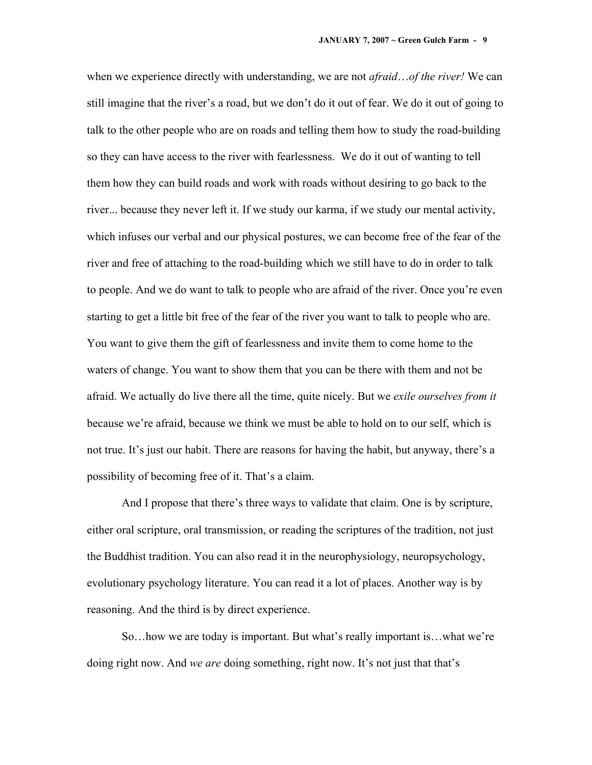when we experience directly with understanding, we are not *afraid…of the river!* We can still imagine that the river's a road, but we don't do it out of fear. We do it out of going to talk to the other people who are on roads and telling them how to study the road-building so they can have access to the river with fearlessness. We do it out of wanting to tell them how they can build roads and work with roads without desiring to go back to the river... because they never left it. If we study our karma, if we study our mental activity, which infuses our verbal and our physical postures, we can become free of the fear of the river and free of attaching to the road-building which we still have to do in order to talk to people. And we do want to talk to people who are afraid of the river. Once you're even starting to get a little bit free of the fear of the river you want to talk to people who are. You want to give them the gift of fearlessness and invite them to come home to the waters of change. You want to show them that you can be there with them and not be afraid. We actually do live there all the time, quite nicely. But we *exile ourselves from it* because we're afraid, because we think we must be able to hold on to our self, which is not true. It's just our habit. There are reasons for having the habit, but anyway, there's a possibility of becoming free of it. That's a claim.

And I propose that there's three ways to validate that claim. One is by scripture, either oral scripture, oral transmission, or reading the scriptures of the tradition, not just the Buddhist tradition. You can also read it in the neurophysiology, neuropsychology, evolutionary psychology literature. You can read it a lot of places. Another way is by reasoning. And the third is by direct experience.

So…how we are today is important. But what's really important is…what we're doing right now. And *we are* doing something, right now. It's not just that that's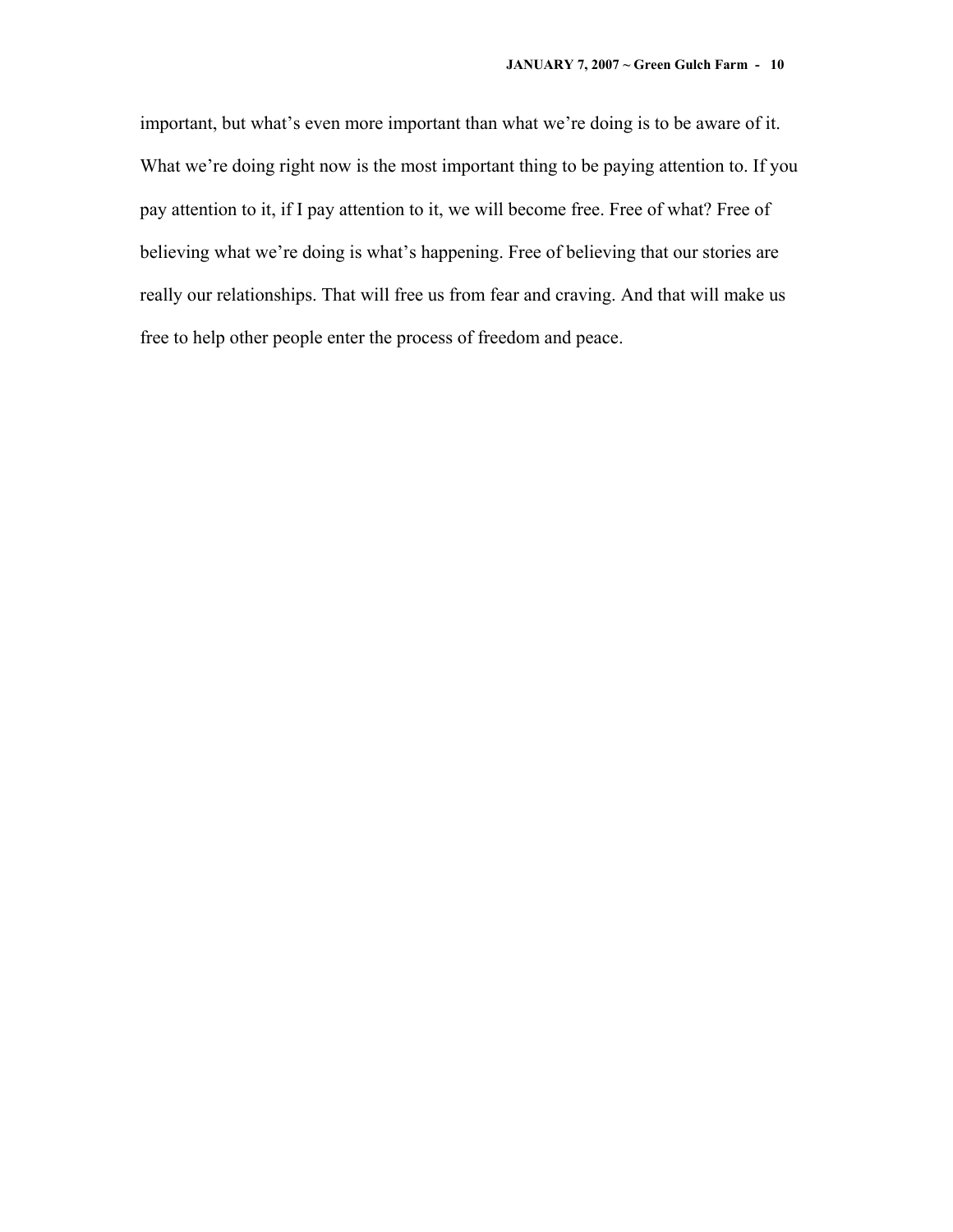important, but what's even more important than what we're doing is to be aware of it. What we're doing right now is the most important thing to be paying attention to. If you pay attention to it, if I pay attention to it, we will become free. Free of what? Free of believing what we're doing is what's happening. Free of believing that our stories are really our relationships. That will free us from fear and craving. And that will make us free to help other people enter the process of freedom and peace.